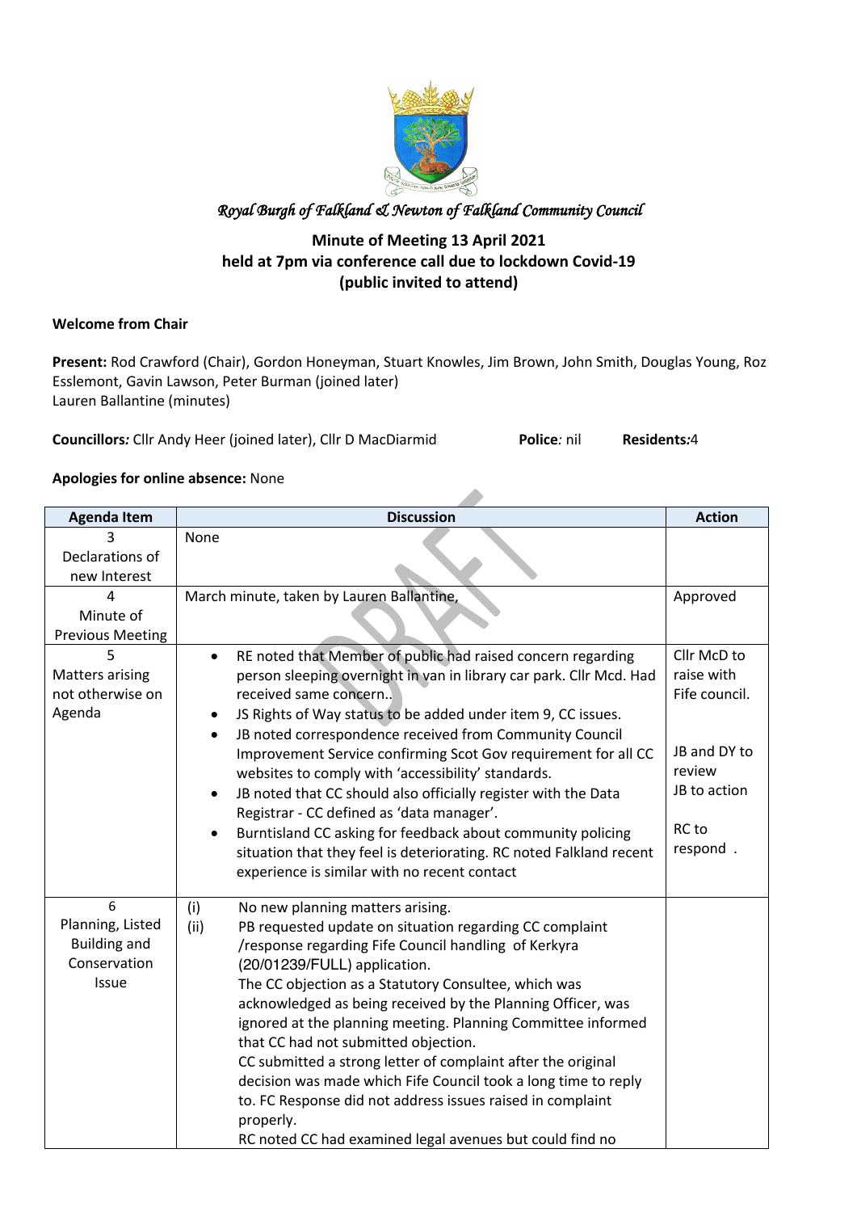*Royal Burgh of Falkland & Newton of Falkland Community Council*

**Minute of Meeting 13 April 2021**
**held at 7pm via conference call due to lockdown Covid-19**
**(public invited to attend)**

**Welcome from Chair**

**Present:** Rod Crawford (Chair), Gordon Honeyman, Stuart Knowles, Jim Brown, John Smith, Douglas Young, Roz Esslemont, Gavin Lawson, Peter Burman (joined later)
Lauren Ballantine (minutes)

**Councillors***:* Cllr Andy Heer (joined later), Cllr D MacDiarmid **Police***:* nil **Residents***:*4

**Apologies for online absence:** None

| Agenda Item | Discussion | Action |
|---|---|---|
| 3 Declarations of new Interest | None | |
| 4 Minute of Previous Meeting | March minute, taken by Lauren Ballantine, | Approved |
| 5 Matters arising not otherwise on Agenda | • RE noted that Member of public had raised concern regarding person sleeping overnight in van in library car park. Cllr Mcd. Had received same concern..<br>• JS Rights of Way status to be added under item 9, CC issues.<br>• JB noted correspondence received from Community Council Improvement Service confirming Scot Gov requirement for all CC websites to comply with 'accessibility' standards.<br>• JB noted that CC should also officially register with the Data Registrar - CC defined as 'data manager'.<br>• Burntisland CC asking for feedback about community policing situation that they feel is deteriorating. RC noted Falkland recent experience is similar with no recent contact | Cllr McD to raise with Fife council.<br><br>JB and DY to review<br>JB to action<br><br>RC to respond . |
| 6 Planning, Listed Building and Conservation Issue | (i) No new planning matters arising.<br>(ii) PB requested update on situation regarding CC complaint /response regarding Fife Council handling of Kerkyra (20/01239/FULL) application.<br>The CC objection as a Statutory Consultee, which was acknowledged as being received by the Planning Officer, was ignored at the planning meeting. Planning Committee informed that CC had not submitted objection.<br>CC submitted a strong letter of complaint after the original decision was made which Fife Council took a long time to reply to. FC Response did not address issues raised in complaint properly.<br>RC noted CC had examined legal avenues but could find no | |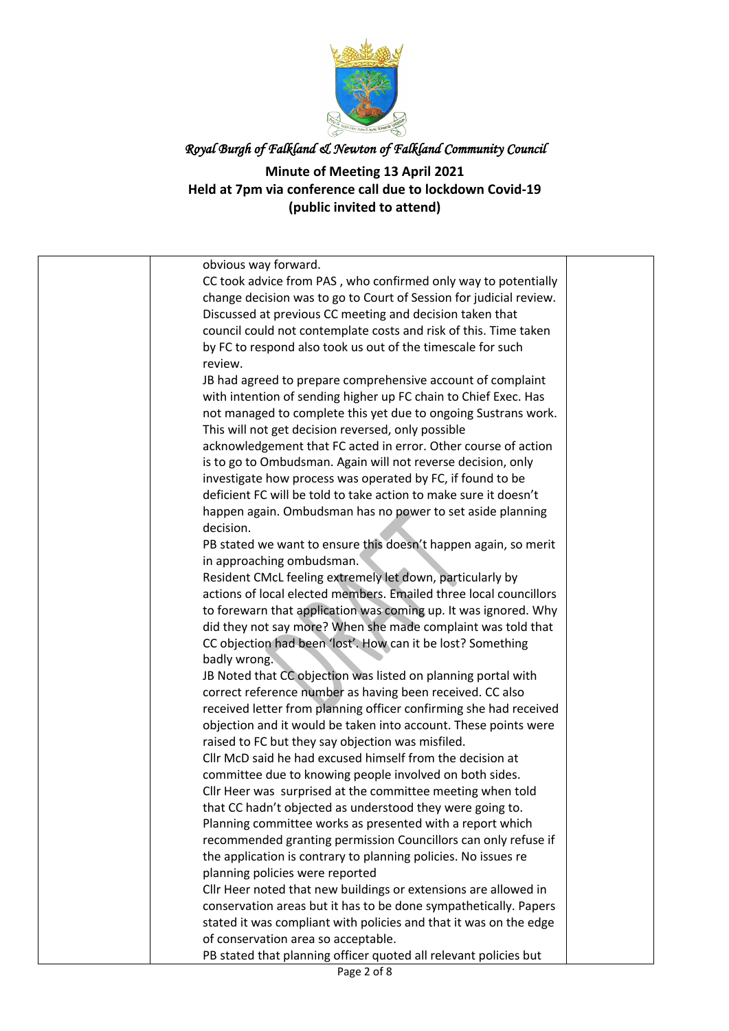*Royal Burgh of Falkland & Newton of Falkland Community Council*

**Minute of Meeting 13 April 2021**
**Held at 7pm via conference call due to lockdown Covid-19**
**(public invited to attend)**

| | | |
|---|---|---|
| | obvious way forward.<br>CC took advice from PAS , who confirmed only way to potentially change decision was to go to Court of Session for judicial review. Discussed at previous CC meeting and decision taken that council could not contemplate costs and risk of this. Time taken by FC to respond also took us out of the timescale for such review.<br>JB had agreed to prepare comprehensive account of complaint with intention of sending higher up FC chain to Chief Exec. Has not managed to complete this yet due to ongoing Sustrans work. This will not get decision reversed, only possible acknowledgement that FC acted in error. Other course of action is to go to Ombudsman. Again will not reverse decision, only investigate how process was operated by FC, if found to be deficient FC will be told to take action to make sure it doesn't happen again. Ombudsman has no power to set aside planning decision.<br>PB stated we want to ensure this doesn't happen again, so merit in approaching ombudsman.<br>Resident CMcL feeling extremely let down, particularly by actions of local elected members. Emailed three local councillors to forewarn that application was coming up. It was ignored. Why did they not say more? When she made complaint was told that CC objection had been 'lost'. How can it be lost? Something badly wrong.<br>JB Noted that CC objection was listed on planning portal with correct reference number as having been received. CC also received letter from planning officer confirming she had received objection and it would be taken into account. These points were raised to FC but they say objection was misfiled.<br>Cllr McD said he had excused himself from the decision at committee due to knowing people involved on both sides.<br>Cllr Heer was surprised at the committee meeting when told that CC hadn't objected as understood they were going to. Planning committee works as presented with a report which recommended granting permission Councillors can only refuse if the application is contrary to planning policies. No issues re planning policies were reported<br>Cllr Heer noted that new buildings or extensions are allowed in conservation areas but it has to be done sympathetically. Papers stated it was compliant with policies and that it was on the edge of conservation area so acceptable.<br>PB stated that planning officer quoted all relevant policies but | |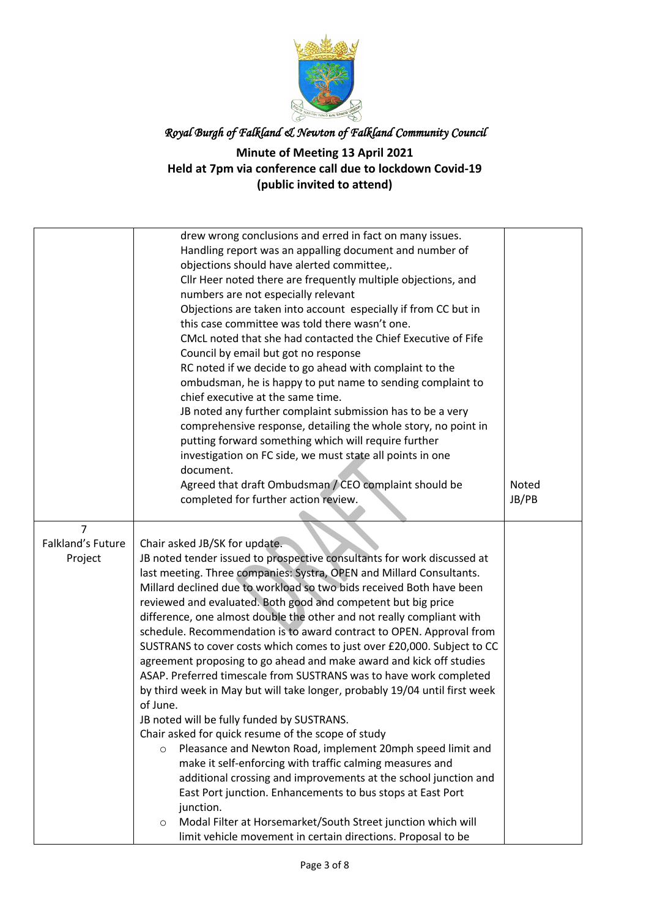*Royal Burgh of Falkland & Newton of Falkland Community Council*

**Minute of Meeting 13 April 2021**
**Held at 7pm via conference call due to lockdown Covid-19**
**(public invited to attend)**

| | | |
|---|---|---|
| | drew wrong conclusions and erred in fact on many issues. Handling report was an appalling document and number of objections should have alerted committee,. Cllr Heer noted there are frequently multiple objections, and numbers are not especially relevant Objections are taken into account especially if from CC but in this case committee was told there wasn't one. CMcL noted that she had contacted the Chief Executive of Fife Council by email but got no response RC noted if we decide to go ahead with complaint to the ombudsman, he is happy to put name to sending complaint to chief executive at the same time. JB noted any further complaint submission has to be a very comprehensive response, detailing the whole story, no point in putting forward something which will require further investigation on FC side, we must state all points in one document. Agreed that draft Ombudsman / CEO complaint should be completed for further action review. | Noted JB/PB |
| 7 Falkland's Future Project | Chair asked JB/SK for update. JB noted tender issued to prospective consultants for work discussed at last meeting. Three companies: Systra, OPEN and Millard Consultants. Millard declined due to workload so two bids received Both have been reviewed and evaluated. Both good and competent but big price difference, one almost double the other and not really compliant with schedule. Recommendation is to award contract to OPEN. Approval from SUSTRANS to cover costs which comes to just over £20,000. Subject to CC agreement proposing to go ahead and make award and kick off studies ASAP. Preferred timescale from SUSTRANS was to have work completed by third week in May but will take longer, probably 19/04 until first week of June. JB noted will be fully funded by SUSTRANS. Chair asked for quick resume of the scope of study<br>o Pleasance and Newton Road, implement 20mph speed limit and make it self-enforcing with traffic calming measures and additional crossing and improvements at the school junction and East Port junction. Enhancements to bus stops at East Port junction.<br>o Modal Filter at Horsemarket/South Street junction which will limit vehicle movement in certain directions. Proposal to be | |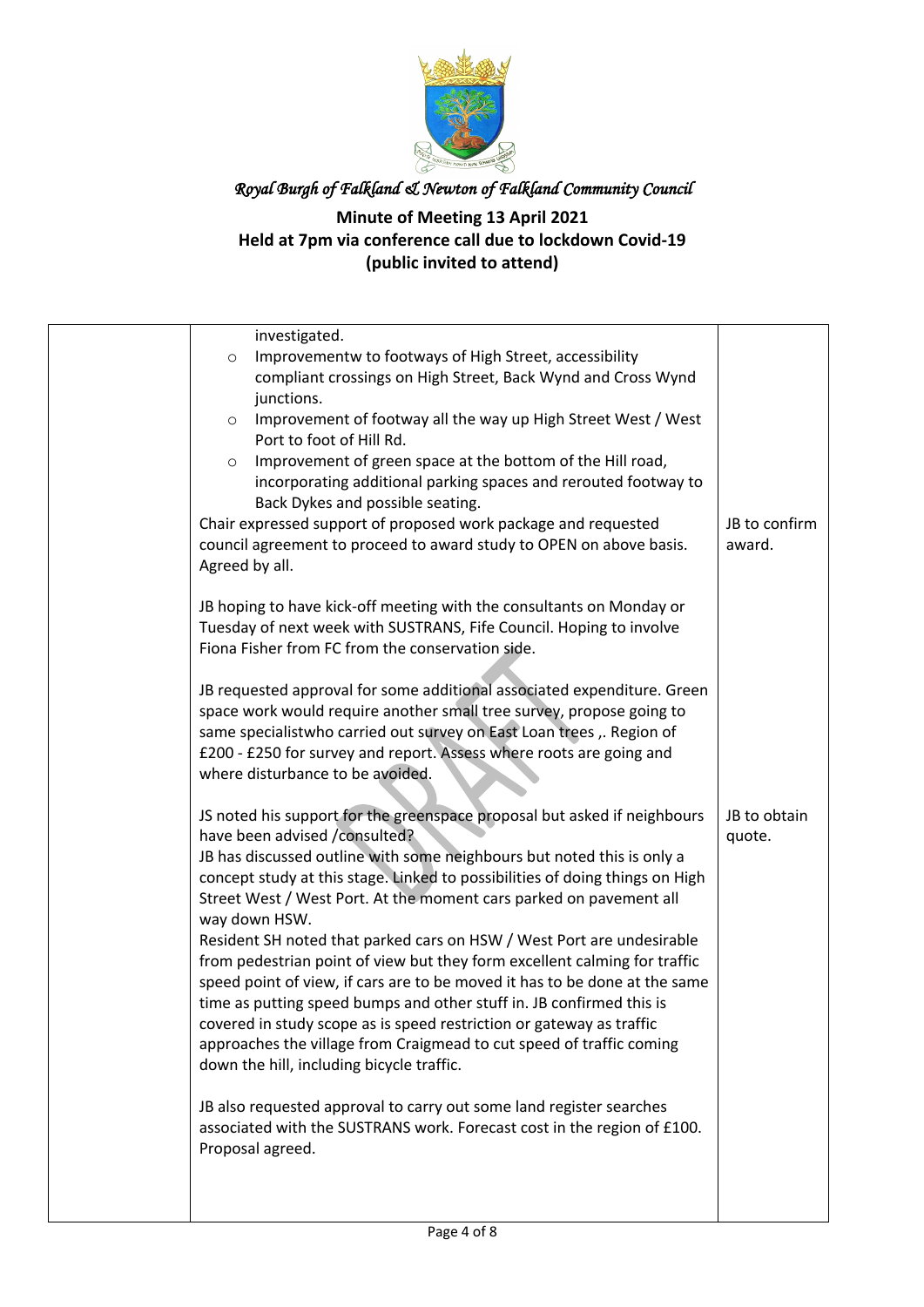*Royal Burgh of Falkland & Newton of Falkland Community Council*

**Minute of Meeting 13 April 2021**
**Held at 7pm via conference call due to lockdown Covid-19**
**(public invited to attend)**

| | | |
|---|---|---|
| | investigated.<br>o Improvementw to footways of High Street, accessibility compliant crossings on High Street, Back Wynd and Cross Wynd junctions.<br>o Improvement of footway all the way up High Street West / West Port to foot of Hill Rd.<br>o Improvement of green space at the bottom of the Hill road, incorporating additional parking spaces and rerouted footway to Back Dykes and possible seating.<br>Chair expressed support of proposed work package and requested council agreement to proceed to award study to OPEN on above basis. Agreed by all.<br><br>JB hoping to have kick-off meeting with the consultants on Monday or Tuesday of next week with SUSTRANS, Fife Council. Hoping to involve Fiona Fisher from FC from the conservation side.<br><br>JB requested approval for some additional associated expenditure. Green space work would require another small tree survey, propose going to same specialistwho carried out survey on East Loan trees ,. Region of £200 - £250 for survey and report. Assess where roots are going and where disturbance to be avoided.<br><br>JS noted his support for the greenspace proposal but asked if neighbours have been advised /consulted?<br>JB has discussed outline with some neighbours but noted this is only a concept study at this stage. Linked to possibilities of doing things on High Street West / West Port. At the moment cars parked on pavement all way down HSW.<br>Resident SH noted that parked cars on HSW / West Port are undesirable from pedestrian point of view but they form excellent calming for traffic speed point of view, if cars are to be moved it has to be done at the same time as putting speed bumps and other stuff in. JB confirmed this is covered in study scope as is speed restriction or gateway as traffic approaches the village from Craigmead to cut speed of traffic coming down the hill, including bicycle traffic.<br><br>JB also requested approval to carry out some land register searches associated with the SUSTRANS work. Forecast cost in the region of £100. Proposal agreed. | JB to confirm award.<br><br><br><br><br><br><br><br><br><br><br>JB to obtain quote. |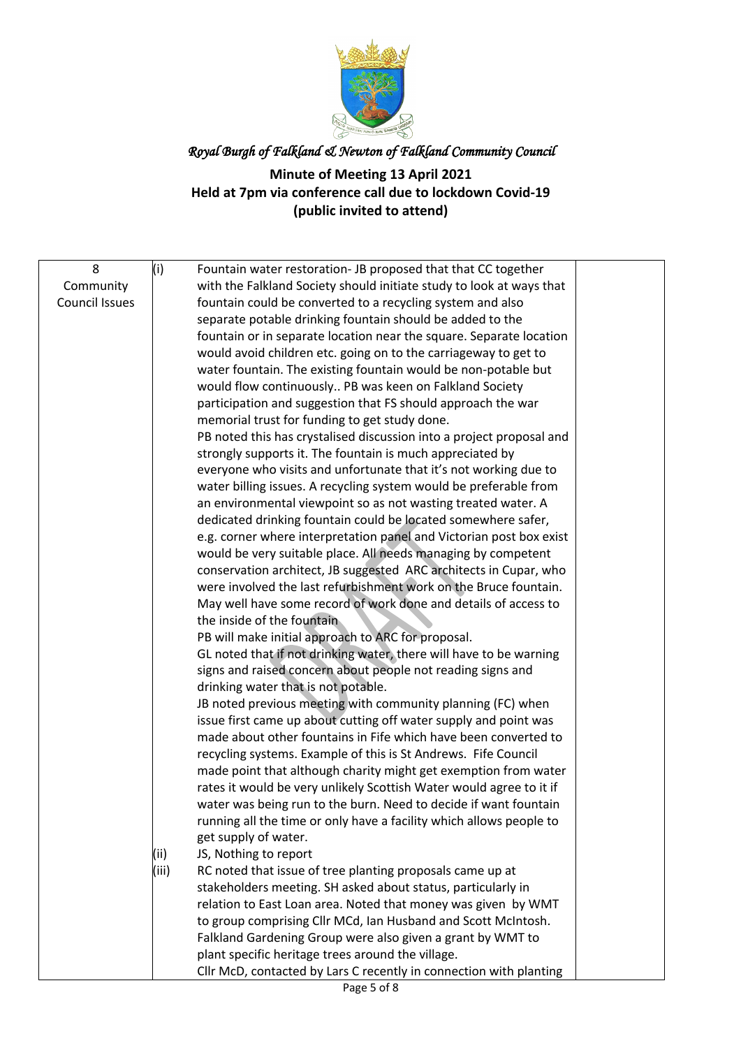*Royal Burgh of Falkland & Newton of Falkland Community Council*

**Minute of Meeting 13 April 2021**
**Held at 7pm via conference call due to lockdown Covid-19**
**(public invited to attend)**

| | | | |
|---|---|---|---|
| 8 Community Council Issues | (i) | Fountain water restoration- JB proposed that that CC together with the Falkland Society should initiate study to look at ways that fountain could be converted to a recycling system and also separate potable drinking fountain should be added to the fountain or in separate location near the square. Separate location would avoid children etc. going on to the carriageway to get to water fountain. The existing fountain would be non-potable but would flow continuously.. PB was keen on Falkland Society participation and suggestion that FS should approach the war memorial trust for funding to get study done.<br>PB noted this has crystalised discussion into a project proposal and strongly supports it. The fountain is much appreciated by everyone who visits and unfortunate that it's not working due to water billing issues. A recycling system would be preferable from an environmental viewpoint so as not wasting treated water. A dedicated drinking fountain could be located somewhere safer, e.g. corner where interpretation panel and Victorian post box exist would be very suitable place. All needs managing by competent conservation architect, JB suggested ARC architects in Cupar, who were involved the last refurbishment work on the Bruce fountain. May well have some record of work done and details of access to the inside of the fountain<br>PB will make initial approach to ARC for proposal.<br>GL noted that if not drinking water, there will have to be warning signs and raised concern about people not reading signs and drinking water that is not potable.<br>JB noted previous meeting with community planning (FC) when issue first came up about cutting off water supply and point was made about other fountains in Fife which have been converted to recycling systems. Example of this is St Andrews. Fife Council made point that although charity might get exemption from water rates it would be very unlikely Scottish Water would agree to it if water was being run to the burn. Need to decide if want fountain running all the time or only have a facility which allows people to get supply of water. | |
| | (ii) | JS, Nothing to report | |
| | (iii) | RC noted that issue of tree planting proposals came up at stakeholders meeting. SH asked about status, particularly in relation to East Loan area. Noted that money was given by WMT to group comprising Cllr MCd, Ian Husband and Scott McIntosh. Falkland Gardening Group were also given a grant by WMT to plant specific heritage trees around the village.<br>Cllr McD, contacted by Lars C recently in connection with planting | |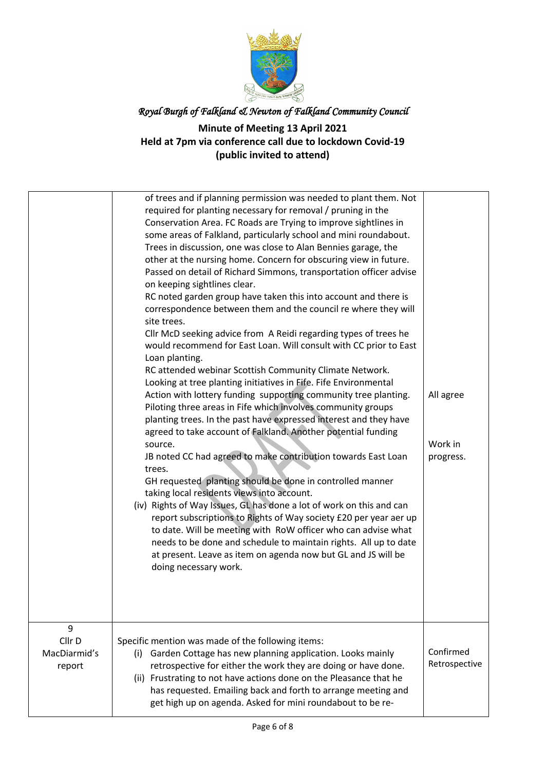*Royal Burgh of Falkland & Newton of Falkland Community Council*

**Minute of Meeting 13 April 2021**
**Held at 7pm via conference call due to lockdown Covid-19**
**(public invited to attend)**

| | | |
|---|---|---|
| | of trees and if planning permission was needed to plant them. Not required for planting necessary for removal / pruning in the Conservation Area. FC Roads are Trying to improve sightlines in some areas of Falkland, particularly school and mini roundabout. Trees in discussion, one was close to Alan Bennies garage, the other at the nursing home. Concern for obscuring view in future. Passed on detail of Richard Simmons, transportation officer advise on keeping sightlines clear.<br>RC noted garden group have taken this into account and there is correspondence between them and the council re where they will site trees.<br>Cllr McD seeking advice from A Reidi regarding types of trees he would recommend for East Loan. Will consult with CC prior to East Loan planting.<br>RC attended webinar Scottish Community Climate Network. Looking at tree planting initiatives in Fife. Fife Environmental Action with lottery funding supporting community tree planting. Piloting three areas in Fife which involves community groups planting trees. In the past have expressed interest and they have agreed to take account of Falkland. Another potential funding source.<br>JB noted CC had agreed to make contribution towards East Loan trees.<br>GH requested planting should be done in controlled manner taking local residents views into account.<br>(iv) Rights of Way Issues, GL has done a lot of work on this and can report subscriptions to Rights of Way society £20 per year aer up to date. Will be meeting with RoW officer who can advise what needs to be done and schedule to maintain rights. All up to date at present. Leave as item on agenda now but GL and JS will be doing necessary work. | All agree<br><br>Work in progress. |
| 9<br>Cllr D MacDiarmid's report | Specific mention was made of the following items:<br>(i) Garden Cottage has new planning application. Looks mainly retrospective for either the work they are doing or have done.<br>(ii) Frustrating to not have actions done on the Pleasance that he has requested. Emailing back and forth to arrange meeting and get high up on agenda. Asked for mini roundabout to be re- | Confirmed Retrospective |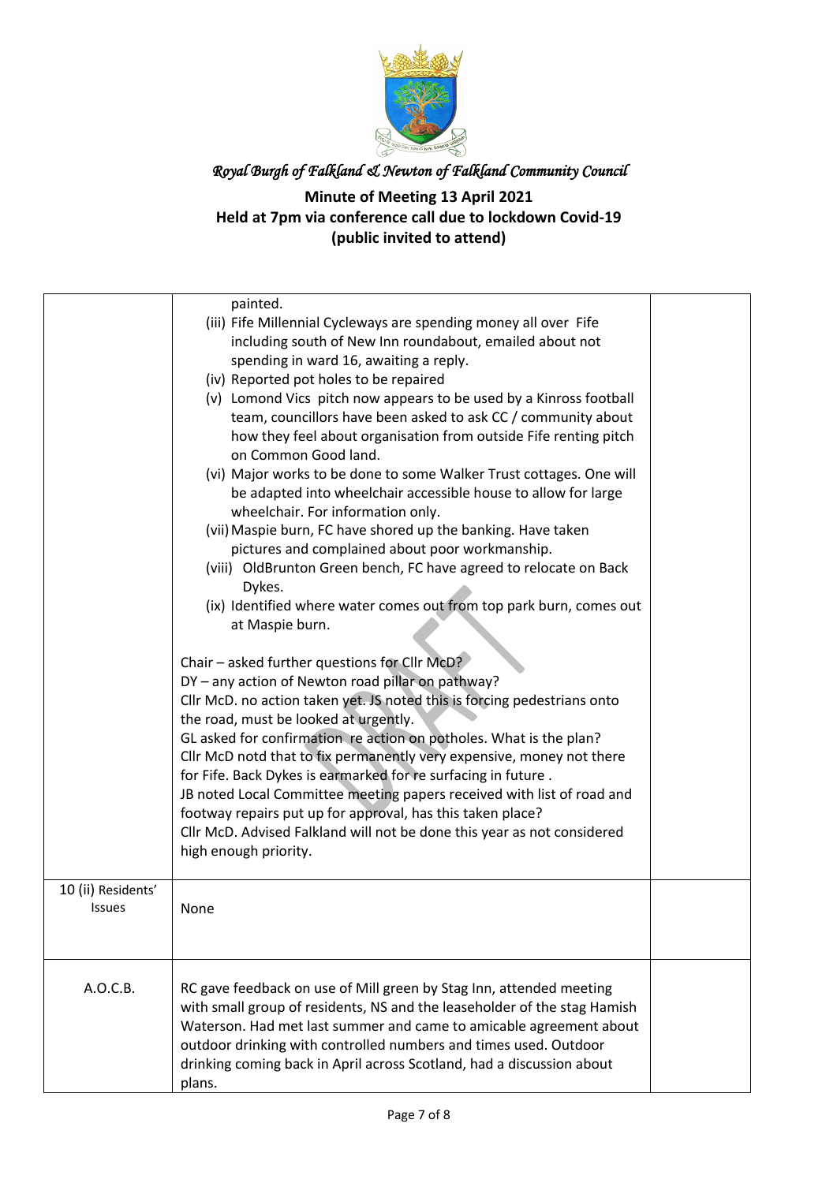*Royal Burgh of Falkland & Newton of Falkland Community Council*

**Minute of Meeting 13 April 2021**
**Held at 7pm via conference call due to lockdown Covid-19**
**(public invited to attend)**

| | | |
|---|---|---|
| | painted.<br>(iii) Fife Millennial Cycleways are spending money all over Fife including south of New Inn roundabout, emailed about not spending in ward 16, awaiting a reply.<br>(iv) Reported pot holes to be repaired<br>(v) Lomond Vics pitch now appears to be used by a Kinross football team, councillors have been asked to ask CC / community about how they feel about organisation from outside Fife renting pitch on Common Good land.<br>(vi) Major works to be done to some Walker Trust cottages. One will be adapted into wheelchair accessible house to allow for large wheelchair. For information only.<br>(vii) Maspie burn, FC have shored up the banking. Have taken pictures and complained about poor workmanship.<br>(viii) OldBrunton Green bench, FC have agreed to relocate on Back Dykes.<br>(ix) Identified where water comes out from top park burn, comes out at Maspie burn.<br><br>Chair – asked further questions for Cllr McD?<br>DY – any action of Newton road pillar on pathway?<br>Cllr McD. no action taken yet. JS noted this is forcing pedestrians onto the road, must be looked at urgently.<br>GL asked for confirmation re action on potholes. What is the plan?<br>Cllr McD notd that to fix permanently very expensive, money not there for Fife. Back Dykes is earmarked for re surfacing in future .<br>JB noted Local Committee meeting papers received with list of road and footway repairs put up for approval, has this taken place?<br>Cllr McD. Advised Falkland will not be done this year as not considered high enough priority. | |
| 10 (ii) Residents' Issues | None | |
| A.O.C.B. | RC gave feedback on use of Mill green by Stag Inn, attended meeting with small group of residents, NS and the leaseholder of the stag Hamish Waterson. Had met last summer and came to amicable agreement about outdoor drinking with controlled numbers and times used. Outdoor drinking coming back in April across Scotland, had a discussion about plans. | |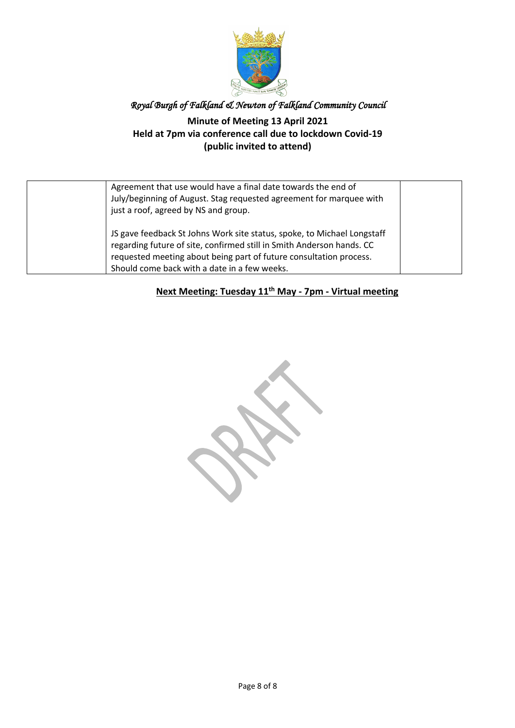*Royal Burgh of Falkland & Newton of Falkland Community Council*

**Minute of Meeting 13 April 2021**
**Held at 7pm via conference call due to lockdown Covid-19**
**(public invited to attend)**

| | | |
|---|---|---|
| | Agreement that use would have a final date towards the end of July/beginning of August. Stag requested agreement for marquee with just a roof, agreed by NS and group.<br><br>JS gave feedback St Johns Work site status, spoke, to Michael Longstaff regarding future of site, confirmed still in Smith Anderson hands. CC requested meeting about being part of future consultation process. Should come back with a date in a few weeks. | |

**Next Meeting: Tuesday 11th May - 7pm - Virtual meeting**

DRAFT